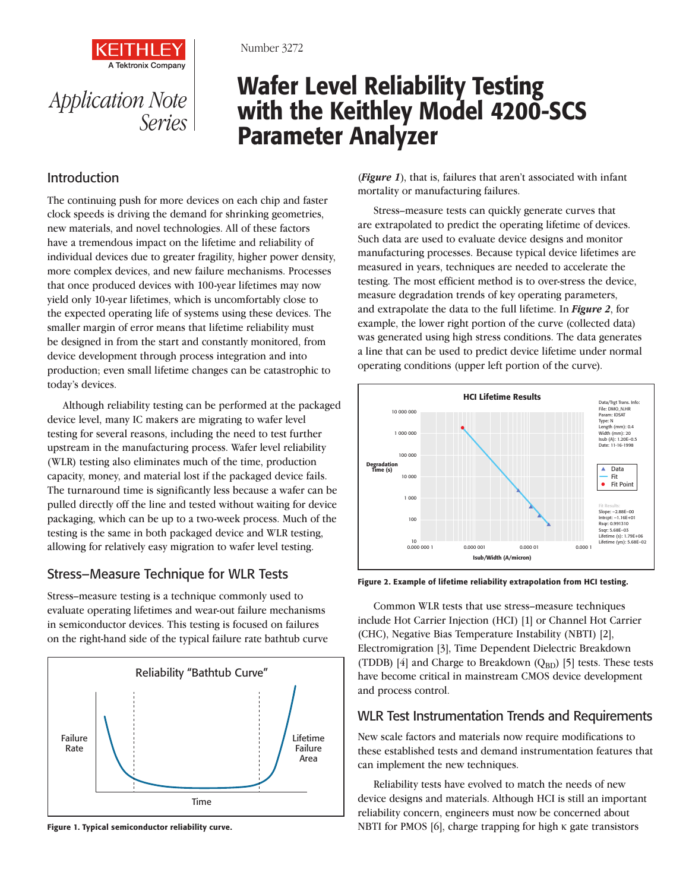Number 3272

Application Note Series

# Wafer Level Reliability Testing with the Keithley Model 4200-SCS Parameter Analyzer

## Introduction

The continuing push for more devices on each chip and faster clock speeds is driving the demand for shrinking geometries, new materials, and novel technologies. All of these factors have a tremendous impact on the lifetime and reliability of individual devices due to greater fragility, higher power density, more complex devices, and new failure mechanisms. Processes that once produced devices with 100-year lifetimes may now yield only 10-year lifetimes, which is uncomfortably close to the expected operating life of systems using these devices. The smaller margin of error means that lifetime reliability must be designed in from the start and constantly monitored, from device development through process integration and into production; even small lifetime changes can be catastrophic to today's devices.

Although reliability testing can be performed at the packaged device level, many IC makers are migrating to wafer level testing for several reasons, including the need to test further upstream in the manufacturing process. Wafer level reliability (WLR) testing also eliminates much of the time, production capacity, money, and material lost if the packaged device fails. The turnaround time is significantly less because a wafer can be pulled directly off the line and tested without waiting for device packaging, which can be up to a two-week process. Much of the testing is the same in both packaged device and WLR testing, allowing for relatively easy migration to wafer level testing.

## Stress–Measure Technique for WLR Tests

Stress–measure testing is a technique commonly used to evaluate operating lifetimes and wear-out failure mechanisms in semiconductor devices. This testing is focused on failures on the right-hand side of the typical failure rate bathtub curve (***Figure 1***), that is, failures that aren't associated with infant mortality or manufacturing failures.

**Figure 1. Typical semiconductor reliability curve.**

Stress–measure tests can quickly generate curves that are extrapolated to predict the operating lifetime of devices. Such data are used to evaluate device designs and monitor manufacturing processes. Because typical device lifetimes are measured in years, techniques are needed to accelerate the testing. The most efficient method is to over-stress the device, measure degradation trends of key operating parameters, and extrapolate the data to the full lifetime. In ***Figure 2***, for example, the lower right portion of the curve (collected data) was generated using high stress conditions. The data generates a line that can be used to predict device lifetime under normal operating conditions (upper left portion of the curve).

**Figure 2. Example of lifetime reliability extrapolation from HCI testing.**

Common WLR tests that use stress–measure techniques include Hot Carrier Injection (HCI) [1] or Channel Hot Carrier (CHC), Negative Bias Temperature Instability (NBTI) [2], Electromigration [3], Time Dependent Dielectric Breakdown (TDDB) [4] and Charge to Breakdown ($Q_{BD}$) [5] tests. These tests have become critical in mainstream CMOS device development and process control.

## WLR Test Instrumentation Trends and Requirements

New scale factors and materials now require modifications to these established tests and demand instrumentation features that can implement the new techniques.

Reliability tests have evolved to match the needs of new device designs and materials. Although HCI is still an important reliability concern, engineers must now be concerned about NBTI for PMOS [6], charge trapping for high κ gate transistors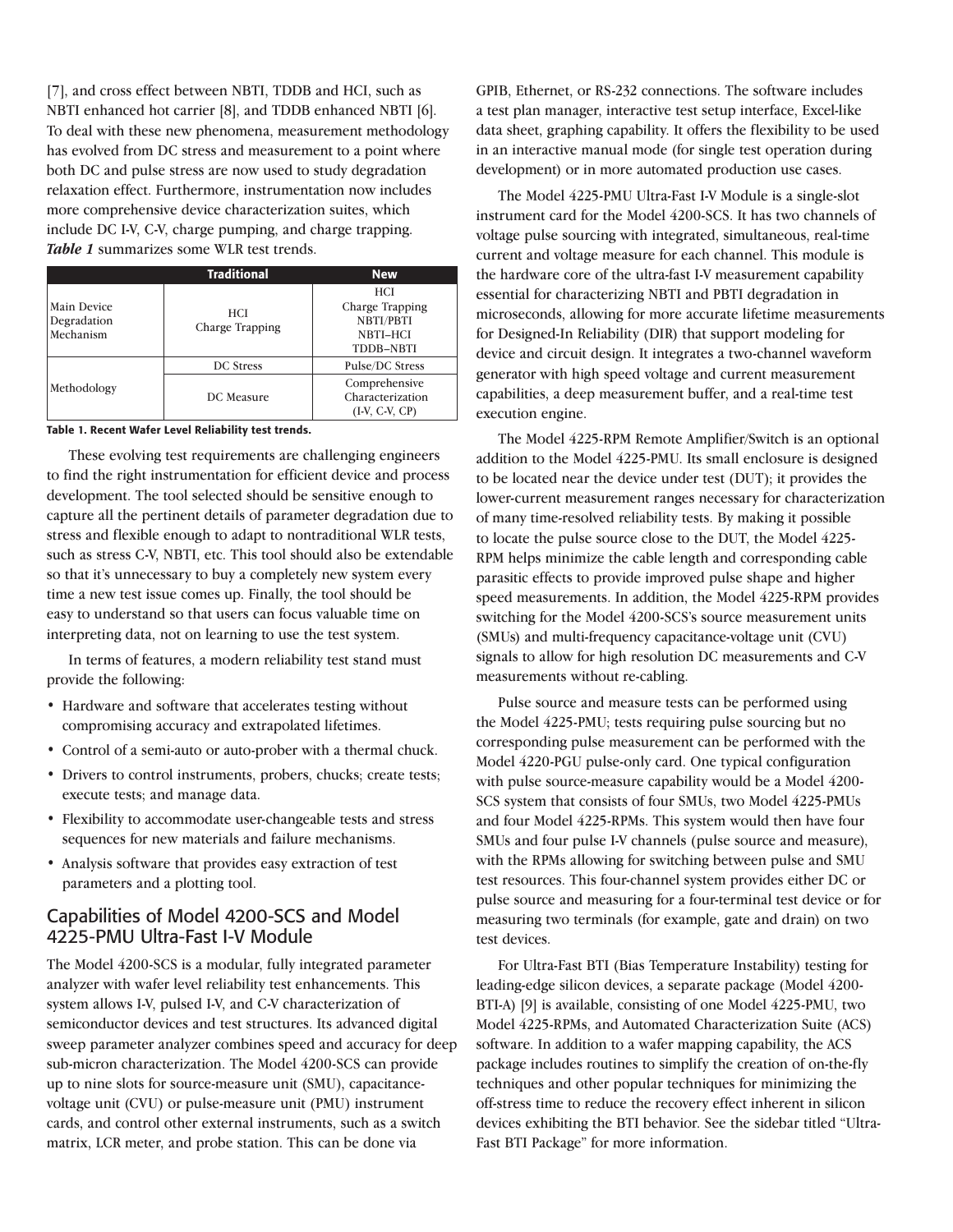[7], and cross effect between NBTI, TDDB and HCI, such as NBTI enhanced hot carrier [8], and TDDB enhanced NBTI [6]. To deal with these new phenomena, measurement methodology has evolved from DC stress and measurement to a point where both DC and pulse stress are now used to study degradation relaxation effect. Furthermore, instrumentation now includes more comprehensive device characterization suites, which include DC I-V, C-V, charge pumping, and charge trapping. ***Table 1*** summarizes some WLR test trends.

| | Traditional | New |
|---|---|---|
| Main Device Degradation Mechanism | HCI<br>Charge Trapping | HCI<br>Charge Trapping<br>NBTI/PBTI<br>NBTI–HCI<br>TDDB–NBTI |
| Methodology | DC Stress | Pulse/DC Stress |
| | DC Measure | Comprehensive Characterization (I-V, C-V, CP) |

**Table 1. Recent Wafer Level Reliability test trends.**

These evolving test requirements are challenging engineers to find the right instrumentation for efficient device and process development. The tool selected should be sensitive enough to capture all the pertinent details of parameter degradation due to stress and flexible enough to adapt to nontraditional WLR tests, such as stress C-V, NBTI, etc. This tool should also be extendable so that it's unnecessary to buy a completely new system every time a new test issue comes up. Finally, the tool should be easy to understand so that users can focus valuable time on interpreting data, not on learning to use the test system.

In terms of features, a modern reliability test stand must provide the following:

- Hardware and software that accelerates testing without compromising accuracy and extrapolated lifetimes.
- Control of a semi-auto or auto-prober with a thermal chuck.
- Drivers to control instruments, probers, chucks; create tests; execute tests; and manage data.
- Flexibility to accommodate user-changeable tests and stress sequences for new materials and failure mechanisms.
- Analysis software that provides easy extraction of test parameters and a plotting tool.

## Capabilities of Model 4200-SCS and Model 4225-PMU Ultra-Fast I-V Module

The Model 4200-SCS is a modular, fully integrated parameter analyzer with wafer level reliability test enhancements. This system allows I-V, pulsed I-V, and C-V characterization of semiconductor devices and test structures. Its advanced digital sweep parameter analyzer combines speed and accuracy for deep sub-micron characterization. The Model 4200-SCS can provide up to nine slots for source-measure unit (SMU), capacitance-voltage unit (CVU) or pulse-measure unit (PMU) instrument cards, and control other external instruments, such as a switch matrix, LCR meter, and probe station. This can be done via GPIB, Ethernet, or RS-232 connections. The software includes a test plan manager, interactive test setup interface, Excel-like data sheet, graphing capability. It offers the flexibility to be used in an interactive manual mode (for single test operation during development) or in more automated production use cases.

The Model 4225-PMU Ultra-Fast I-V Module is a single-slot instrument card for the Model 4200-SCS. It has two channels of voltage pulse sourcing with integrated, simultaneous, real-time current and voltage measure for each channel. This module is the hardware core of the ultra-fast I-V measurement capability essential for characterizing NBTI and PBTI degradation in microseconds, allowing for more accurate lifetime measurements for Designed-In Reliability (DIR) that support modeling for device and circuit design. It integrates a two-channel waveform generator with high speed voltage and current measurement capabilities, a deep measurement buffer, and a real-time test execution engine.

The Model 4225-RPM Remote Amplifier/Switch is an optional addition to the Model 4225-PMU. Its small enclosure is designed to be located near the device under test (DUT); it provides the lower-current measurement ranges necessary for characterization of many time-resolved reliability tests. By making it possible to locate the pulse source close to the DUT, the Model 4225-RPM helps minimize the cable length and corresponding cable parasitic effects to provide improved pulse shape and higher speed measurements. In addition, the Model 4225-RPM provides switching for the Model 4200-SCS's source measurement units (SMUs) and multi-frequency capacitance-voltage unit (CVU) signals to allow for high resolution DC measurements and C-V measurements without re-cabling.

Pulse source and measure tests can be performed using the Model 4225-PMU; tests requiring pulse sourcing but no corresponding pulse measurement can be performed with the Model 4220-PGU pulse-only card. One typical configuration with pulse source-measure capability would be a Model 4200-SCS system that consists of four SMUs, two Model 4225-PMUs and four Model 4225-RPMs. This system would then have four SMUs and four pulse I-V channels (pulse source and measure), with the RPMs allowing for switching between pulse and SMU test resources. This four-channel system provides either DC or pulse source and measuring for a four-terminal test device or for measuring two terminals (for example, gate and drain) on two test devices.

For Ultra-Fast BTI (Bias Temperature Instability) testing for leading-edge silicon devices, a separate package (Model 4200-BTI-A) [9] is available, consisting of one Model 4225-PMU, two Model 4225-RPMs, and Automated Characterization Suite (ACS) software. In addition to a wafer mapping capability, the ACS package includes routines to simplify the creation of on-the-fly techniques and other popular techniques for minimizing the off-stress time to reduce the recovery effect inherent in silicon devices exhibiting the BTI behavior. See the sidebar titled "Ultra-Fast BTI Package" for more information.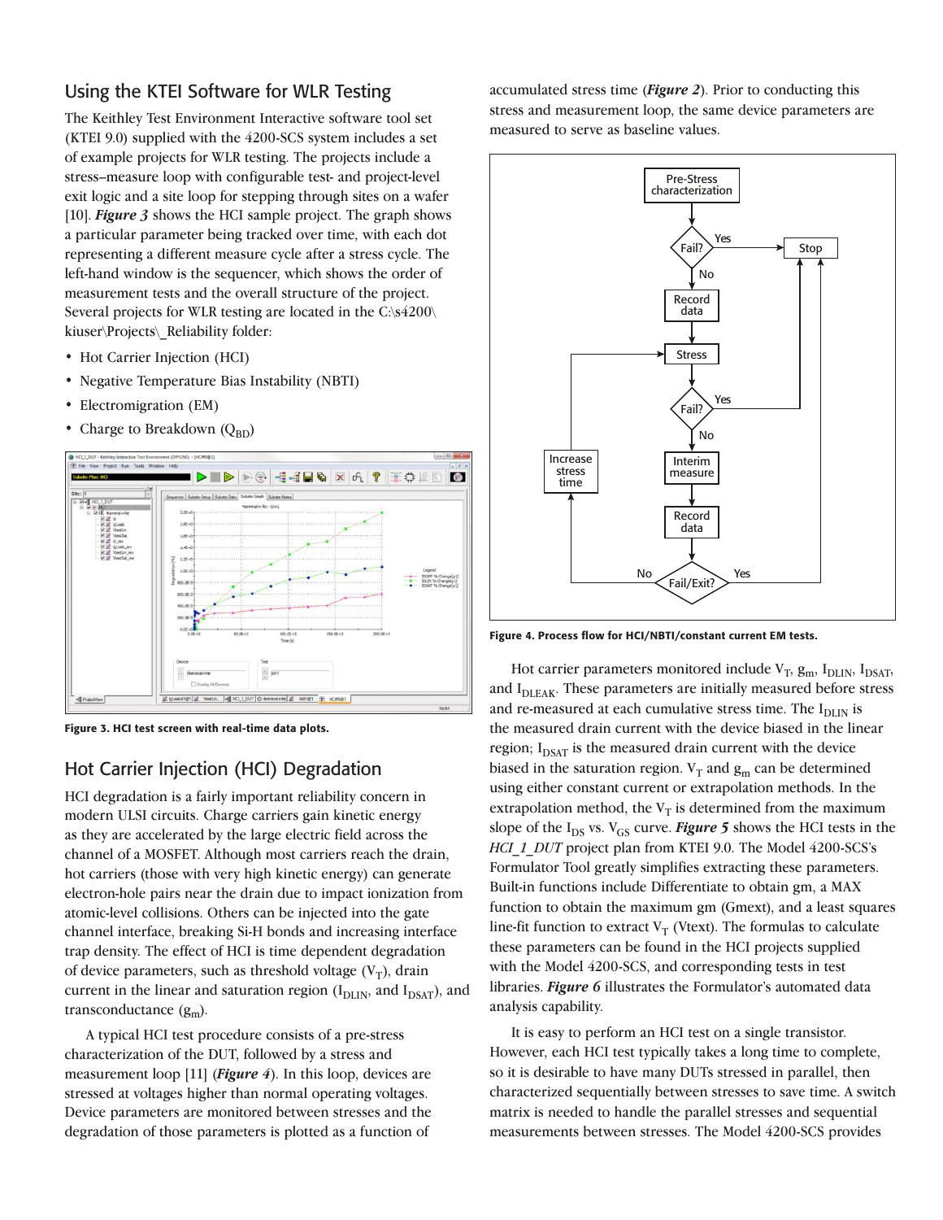## Using the KTEI Software for WLR Testing

The Keithley Test Environment Interactive software tool set (KTEI 9.0) supplied with the 4200-SCS system includes a set of example projects for WLR testing. The projects include a stress–measure loop with configurable test- and project-level exit logic and a site loop for stepping through sites on a wafer [10]. ***Figure 3*** shows the HCI sample project. The graph shows a particular parameter being tracked over time, with each dot representing a different measure cycle after a stress cycle. The left-hand window is the sequencer, which shows the order of measurement tests and the overall structure of the project. Several projects for WLR testing are located in the C:\s4200\kiuser\Projects\_Reliability folder:

- Hot Carrier Injection (HCI)
- Negative Temperature Bias Instability (NBTI)
- Electromigration (EM)
- Charge to Breakdown ($Q_{BD}$)

**Figure 3. HCI test screen with real-time data plots.**

## Hot Carrier Injection (HCI) Degradation

HCI degradation is a fairly important reliability concern in modern ULSI circuits. Charge carriers gain kinetic energy as they are accelerated by the large electric field across the channel of a MOSFET. Although most carriers reach the drain, hot carriers (those with very high kinetic energy) can generate electron-hole pairs near the drain due to impact ionization from atomic-level collisions. Others can be injected into the gate channel interface, breaking Si-H bonds and increasing interface trap density. The effect of HCI is time dependent degradation of device parameters, such as threshold voltage ($V_T$), drain current in the linear and saturation region ($I_{DLIN}$, and $I_{DSAT}$), and transconductance ($g_m$).

A typical HCI test procedure consists of a pre-stress characterization of the DUT, followed by a stress and measurement loop [11] (***Figure 4***). In this loop, devices are stressed at voltages higher than normal operating voltages. Device parameters are monitored between stresses and the degradation of those parameters is plotted as a function of accumulated stress time (***Figure 2***). Prior to conducting this stress and measurement loop, the same device parameters are measured to serve as baseline values.

**Figure 4. Process flow for HCI/NBTI/constant current EM tests.**

Hot carrier parameters monitored include $V_T$, $g_m$, $I_{DLIN}$, $I_{DSAT}$, and $I_{DLEAK}$. These parameters are initially measured before stress and re-measured at each cumulative stress time. The $I_{DLIN}$ is the measured drain current with the device biased in the linear region; $I_{DSAT}$ is the measured drain current with the device biased in the saturation region. $V_T$ and $g_m$ can be determined using either constant current or extrapolation methods. In the extrapolation method, the $V_T$ is determined from the maximum slope of the $I_{DS}$ vs. $V_{GS}$ curve. ***Figure 5*** shows the HCI tests in the *HCI_1_DUT* project plan from KTEI 9.0. The Model 4200-SCS's Formulator Tool greatly simplifies extracting these parameters. Built-in functions include Differentiate to obtain gm, a MAX function to obtain the maximum gm (Gmext), and a least squares line-fit function to extract $V_T$ (Vtext). The formulas to calculate these parameters can be found in the HCI projects supplied with the Model 4200-SCS, and corresponding tests in test libraries. ***Figure 6*** illustrates the Formulator's automated data analysis capability.

It is easy to perform an HCI test on a single transistor. However, each HCI test typically takes a long time to complete, so it is desirable to have many DUTs stressed in parallel, then characterized sequentially between stresses to save time. A switch matrix is needed to handle the parallel stresses and sequential measurements between stresses. The Model 4200-SCS provides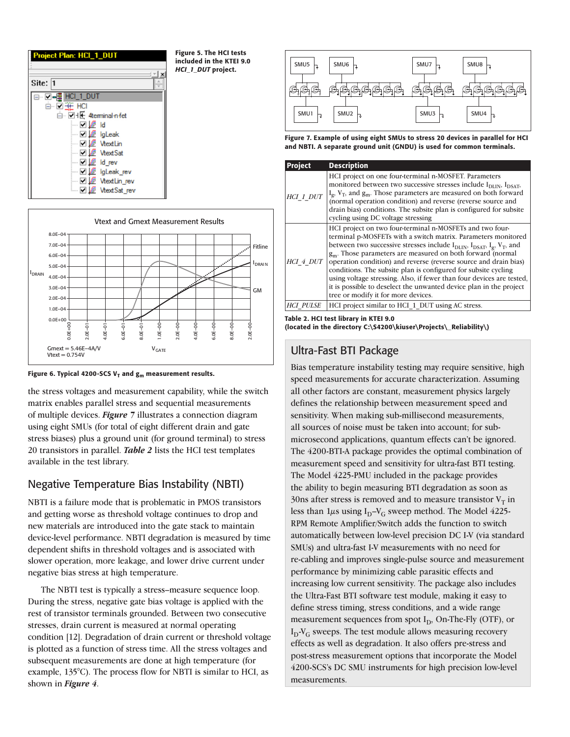**Figure 5. The HCI tests included in the KTEI 9.0 *HCI_1_DUT* project.**

**Figure 6. Typical 4200-SCS $V_T$ and $g_m$ measurement results.**

the stress voltages and measurement capability, while the switch matrix enables parallel stress and sequential measurements of multiple devices. ***Figure 7*** illustrates a connection diagram using eight SMUs (for total of eight different drain and gate stress biases) plus a ground unit (for ground terminal) to stress 20 transistors in parallel. ***Table 2*** lists the HCI test templates available in the test library.

## Negative Temperature Bias Instability (NBTI)

NBTI is a failure mode that is problematic in PMOS transistors and getting worse as threshold voltage continues to drop and new materials are introduced into the gate stack to maintain device-level performance. NBTI degradation is measured by time dependent shifts in threshold voltages and is associated with slower operation, more leakage, and lower drive current under negative bias stress at high temperature.

The NBTI test is typically a stress–measure sequence loop. During the stress, negative gate bias voltage is applied with the rest of transistor terminals grounded. Between two consecutive stresses, drain current is measured at normal operating condition [12]. Degradation of drain current or threshold voltage is plotted as a function of stress time. All the stress voltages and subsequent measurements are done at high temperature (for example, 135°C). The process flow for NBTI is similar to HCI, as shown in ***Figure 4***.

**Figure 7. Example of using eight SMUs to stress 20 devices in parallel for HCI and NBTI. A separate ground unit (GNDU) is used for common terminals.**

| Project | Description |
|---|---|
| *HCI_1_DUT* | HCI project on one four-terminal n-MOSFET. Parameters monitored between two successive stresses include $I_{DLIN}$, $I_{DSAT}$, $I_g$, $V_T$, and $g_m$. Those parameters are measured on both forward (normal operation condition) and reverse (reverse source and drain bias) conditions. The subsite plan is configured for subsite cycling using DC voltage stressing |
| *HCI_4_DUT* | HCI project on two four-terminal n-MOSFETs and two four-terminal p-MOSFETs with a switch matrix. Parameters monitored between two successive stresses include $I_{DLIN}$, $I_{DSAT}$, $I_g$, $V_T$, and $g_m$. Those parameters are measured on both forward (normal operation condition) and reverse (reverse source and drain bias) conditions. The subsite plan is configured for subsite cycling using voltage stressing. Also, if fewer than four devices are tested, it is possible to deselect the unwanted device plan in the project tree or modify it for more devices. |
| *HCI_PULSE* | HCI project similar to HCI_1_DUT using AC stress. |

**Table 2. HCI test library in KTEI 9.0 (located in the directory C:\S4200\kiuser\Projects\_Reliability\)**

## Ultra-Fast BTI Package

Bias temperature instability testing may require sensitive, high speed measurements for accurate characterization. Assuming all other factors are constant, measurement physics largely defines the relationship between measurement speed and sensitivity. When making sub-millisecond measurements, all sources of noise must be taken into account; for sub-microsecond applications, quantum effects can't be ignored. The 4200-BTI-A package provides the optimal combination of measurement speed and sensitivity for ultra-fast BTI testing. The Model 4225-PMU included in the package provides the ability to begin measuring BTI degradation as soon as 30ns after stress is removed and to measure transistor $V_T$ in less than 1µs using $I_D$–$V_G$ sweep method. The Model 4225-RPM Remote Amplifier/Switch adds the function to switch automatically between low-level precision DC I-V (via standard SMUs) and ultra-fast I-V measurements with no need for re-cabling and improves single-pulse source and measurement performance by minimizing cable parasitic effects and increasing low current sensitivity. The package also includes the Ultra-Fast BTI software test module, making it easy to define stress timing, stress conditions, and a wide range measurement sequences from spot $I_D$, On-The-Fly (OTF), or $I_D$-$V_G$ sweeps. The test module allows measuring recovery effects as well as degradation. It also offers pre-stress and post-stress measurement options that incorporate the Model 4200-SCS's DC SMU instruments for high precision low-level measurements.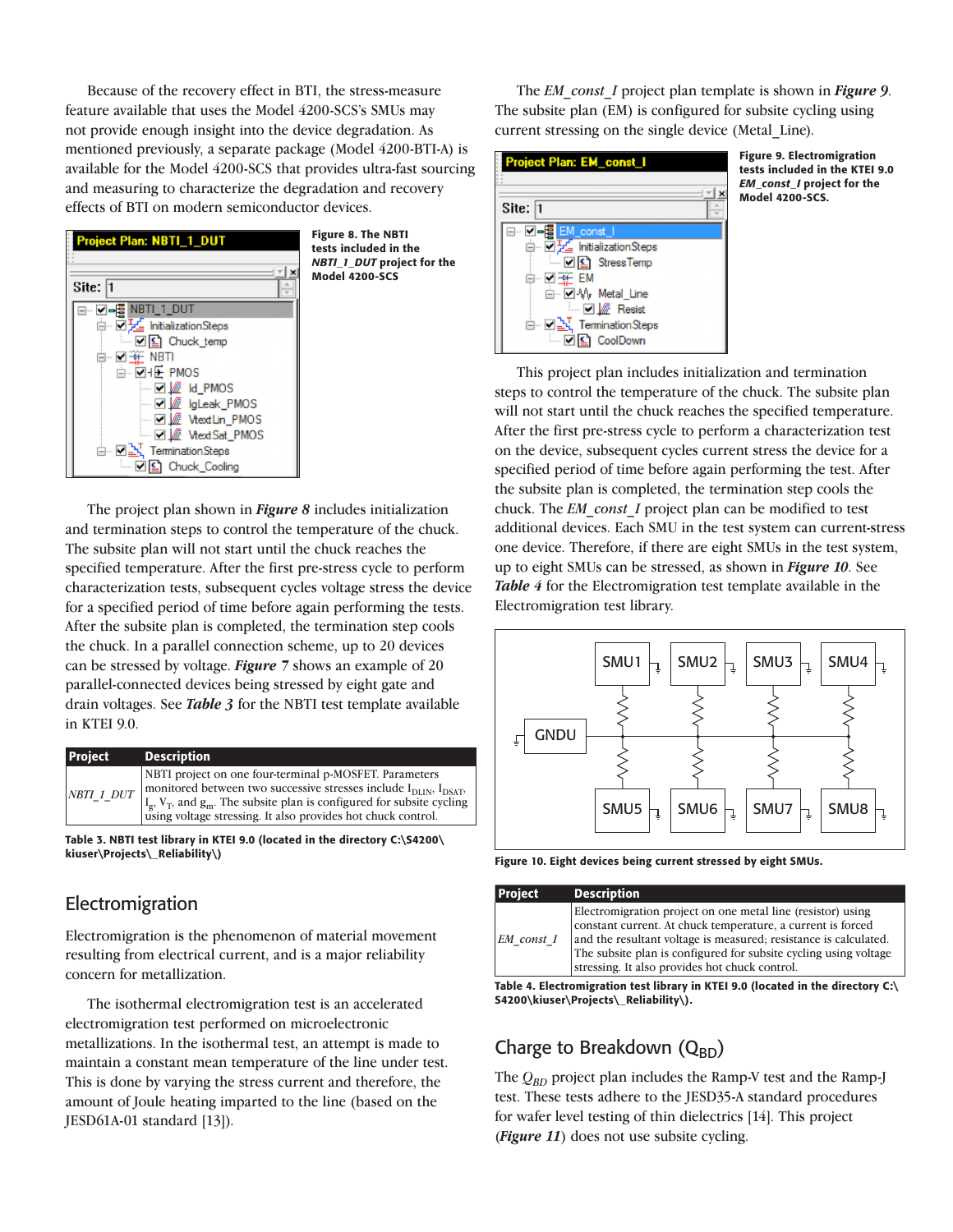Because of the recovery effect in BTI, the stress-measure feature available that uses the Model 4200-SCS's SMUs may not provide enough insight into the device degradation. As mentioned previously, a separate package (Model 4200-BTI-A) is available for the Model 4200-SCS that provides ultra-fast sourcing and measuring to characterize the degradation and recovery effects of BTI on modern semiconductor devices.

**Figure 8. The NBTI tests included in the *NBTI_1_DUT* project for the Model 4200-SCS**

The project plan shown in ***Figure 8*** includes initialization and termination steps to control the temperature of the chuck. The subsite plan will not start until the chuck reaches the specified temperature. After the first pre-stress cycle to perform characterization tests, subsequent cycles voltage stress the device for a specified period of time before again performing the tests. After the subsite plan is completed, the termination step cools the chuck. In a parallel connection scheme, up to 20 devices can be stressed by voltage. ***Figure 7*** shows an example of 20 parallel-connected devices being stressed by eight gate and drain voltages. See ***Table 3*** for the NBTI test template available in KTEI 9.0.

| Project | Description |
|---|---|
| *NBTI_1_DUT* | NBTI project on one four-terminal p-MOSFET. Parameters monitored between two successive stresses include $I_{DLIN}$, $I_{DSAT}$, $I_g$, $V_T$, and $g_m$. The subsite plan is configured for subsite cycling using voltage stressing. It also provides hot chuck control. |

**Table 3. NBTI test library in KTEI 9.0 (located in the directory C:\S4200\kiuser\Projects\_Reliability\)**

## Electromigration

Electromigration is the phenomenon of material movement resulting from electrical current, and is a major reliability concern for metallization.

The isothermal electromigration test is an accelerated electromigration test performed on microelectronic metallizations. In the isothermal test, an attempt is made to maintain a constant mean temperature of the line under test. This is done by varying the stress current and therefore, the amount of Joule heating imparted to the line (based on the JESD61A-01 standard [13]).

The *EM_const_I* project plan template is shown in ***Figure 9***. The subsite plan (EM) is configured for subsite cycling using current stressing on the single device (Metal_Line).

**Figure 9. Electromigration tests included in the KTEI 9.0 *EM_const_I* project for the Model 4200-SCS.**

This project plan includes initialization and termination steps to control the temperature of the chuck. The subsite plan will not start until the chuck reaches the specified temperature. After the first pre-stress cycle to perform a characterization test on the device, subsequent cycles current stress the device for a specified period of time before again performing the test. After the subsite plan is completed, the termination step cools the chuck. The *EM_const_I* project plan can be modified to test additional devices. Each SMU in the test system can current-stress one device. Therefore, if there are eight SMUs in the test system, up to eight SMUs can be stressed, as shown in ***Figure 10***. See ***Table 4*** for the Electromigration test template available in the Electromigration test library.

**Figure 10. Eight devices being current stressed by eight SMUs.**

| Project | Description |
|---|---|
| *EM_const_I* | Electromigration project on one metal line (resistor) using constant current. At chuck temperature, a current is forced and the resultant voltage is measured; resistance is calculated. The subsite plan is configured for subsite cycling using voltage stressing. It also provides hot chuck control. |

**Table 4. Electromigration test library in KTEI 9.0 (located in the directory C:\S4200\kiuser\Projects\_Reliability\).**

## Charge to Breakdown ($Q_{BD}$)

The $Q_{BD}$ project plan includes the Ramp-V test and the Ramp-J test. These tests adhere to the JESD35-A standard procedures for wafer level testing of thin dielectrics [14]. This project (***Figure 11***) does not use subsite cycling.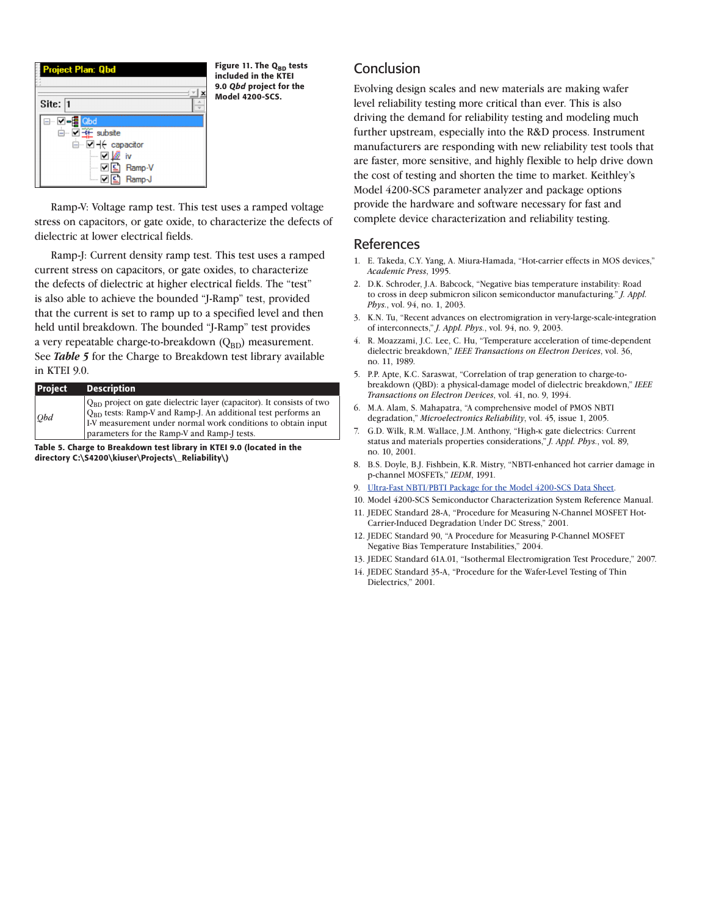Figure 11. The $Q_{BD}$ tests included in the KTEI 9.0 *Qbd* project for the Model 4200-SCS.

Ramp-V: Voltage ramp test. This test uses a ramped voltage stress on capacitors, or gate oxide, to characterize the defects of dielectric at lower electrical fields.

Ramp-J: Current density ramp test. This test uses a ramped current stress on capacitors, or gate oxides, to characterize the defects of dielectric at higher electrical fields. The "test" is also able to achieve the bounded "J-Ramp" test, provided that the current is set to ramp up to a specified level and then held until breakdown. The bounded "J-Ramp" test provides a very repeatable charge-to-breakdown ($Q_{BD}$) measurement. See ***Table 5*** for the Charge to Breakdown test library available in KTEI 9.0.

| Project | Description |
|---|---|
| *Qbd* | $Q_{BD}$ project on gate dielectric layer (capacitor). It consists of two $Q_{BD}$ tests: Ramp-V and Ramp-J. An additional test performs an I-V measurement under normal work conditions to obtain input parameters for the Ramp-V and Ramp-J tests. |

**Table 5. Charge to Breakdown test library in KTEI 9.0 (located in the directory C:\S4200\kiuser\Projects\_Reliability\)**

## Conclusion

Evolving design scales and new materials are making wafer level reliability testing more critical than ever. This is also driving the demand for reliability testing and modeling much further upstream, especially into the R&D process. Instrument manufacturers are responding with new reliability test tools that are faster, more sensitive, and highly flexible to help drive down the cost of testing and shorten the time to market. Keithley's Model 4200-SCS parameter analyzer and package options provide the hardware and software necessary for fast and complete device characterization and reliability testing.

## References

1. E. Takeda, C.Y. Yang, A. Miura-Hamada, "Hot-carrier effects in MOS devices," *Academic Press*, 1995.
2. D.K. Schroder, J.A. Babcock, "Negative bias temperature instability: Road to cross in deep submicron silicon semiconductor manufacturing," *J. Appl. Phys.*, vol. 94, no. 1, 2003.
3. K.N. Tu, "Recent advances on electromigration in very-large-scale-integration of interconnects," *J. Appl. Phys.*, vol. 94, no. 9, 2003.
4. R. Moazzami, J.C. Lee, C. Hu, "Temperature acceleration of time-dependent dielectric breakdown," *IEEE Transactions on Electron Devices*, vol. 36, no. 11, 1989.
5. P.P. Apte, K.C. Saraswat, "Correlation of trap generation to charge-to-breakdown (QBD): a physical-damage model of dielectric breakdown," *IEEE Transactions on Electron Devices*, vol. 41, no. 9, 1994.
6. M.A. Alam, S. Mahapatra, "A comprehensive model of PMOS NBTI degradation," *Microelectronics Reliability*, vol. 45, issue 1, 2005.
7. G.D. Wilk, R.M. Wallace, J.M. Anthony, "High-κ gate dielectrics: Current status and materials properties considerations," *J. Appl. Phys.*, vol. 89, no. 10, 2001.
8. B.S. Doyle, B.J. Fishbein, K.R. Mistry, "NBTI-enhanced hot carrier damage in p-channel MOSFETs," *IEDM*, 1991.
9. Ultra-Fast NBTI/PBTI Package for the Model 4200-SCS Data Sheet.
10. Model 4200-SCS Semiconductor Characterization System Reference Manual.
11. JEDEC Standard 28-A, "Procedure for Measuring N-Channel MOSFET Hot-Carrier-Induced Degradation Under DC Stress," 2001.
12. JEDEC Standard 90, "A Procedure for Measuring P-Channel MOSFET Negative Bias Temperature Instabilities," 2004.
13. JEDEC Standard 61A.01, "Isothermal Electromigration Test Procedure," 2007.
14. JEDEC Standard 35-A, "Procedure for the Wafer-Level Testing of Thin Dielectrics," 2001.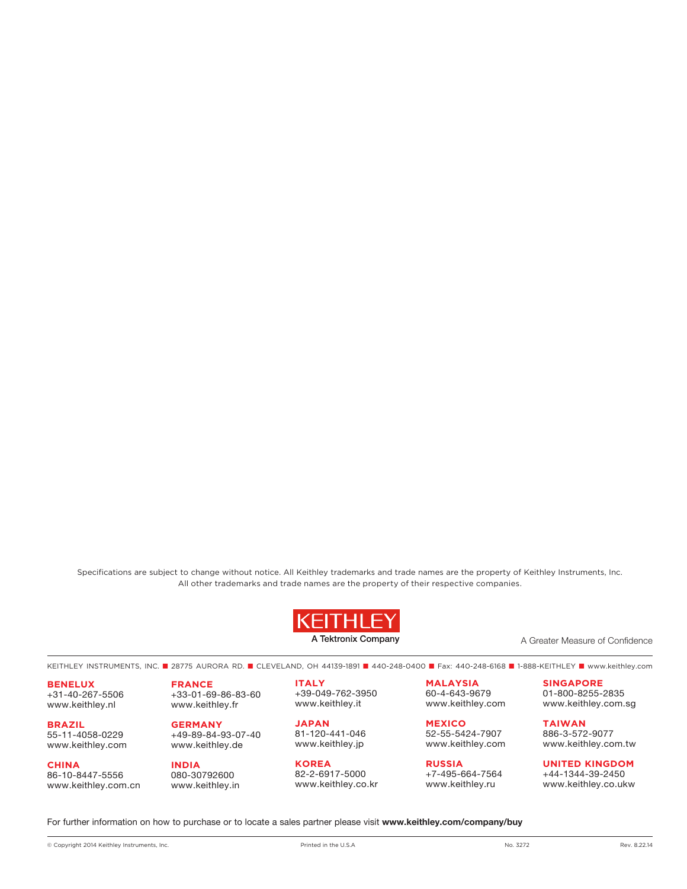Specifications are subject to change without notice. All Keithley trademarks and trade names are the property of Keithley Instruments, Inc.
All other trademarks and trade names are the property of their respective companies.

KEITHLEY
A Tektronix Company

A Greater Measure of Confidence

KEITHLEY INSTRUMENTS, INC. ■ 28775 AURORA RD. ■ CLEVELAND, OH 44139-1891 ■ 440-248-0400 ■ Fax: 440-248-6168 ■ 1-888-KEITHLEY ■ www.keithley.com

**BENELUX**
+31-40-267-5506
www.keithley.nl

**BRAZIL**
55-11-4058-0229
www.keithley.com

**CHINA**
86-10-8447-5556
www.keithley.com.cn

**FRANCE**
+33-01-69-86-83-60
www.keithley.fr

**GERMANY**
+49-89-84-93-07-40
www.keithley.de

**INDIA**
080-30792600
www.keithley.in

**ITALY**
+39-049-762-3950
www.keithley.it

**JAPAN**
81-120-441-046
www.keithley.jp

**KOREA**
82-2-6917-5000
www.keithley.co.kr

**MALAYSIA**
60-4-643-9679
www.keithley.com

**MEXICO**
52-55-5424-7907
www.keithley.com

**RUSSIA**
+7-495-664-7564
www.keithley.ru

**SINGAPORE**
01-800-8255-2835
www.keithley.com.sg

**TAIWAN**
886-3-572-9077
www.keithley.com.tw

**UNITED KINGDOM**
+44-1344-39-2450
www.keithley.co.ukw

For further information on how to purchase or to locate a sales partner please visit **www.keithley.com/company/buy**

© Copyright 2014 Keithley Instruments, Inc. Printed in the U.S.A No. 3272 Rev. 8.22.14